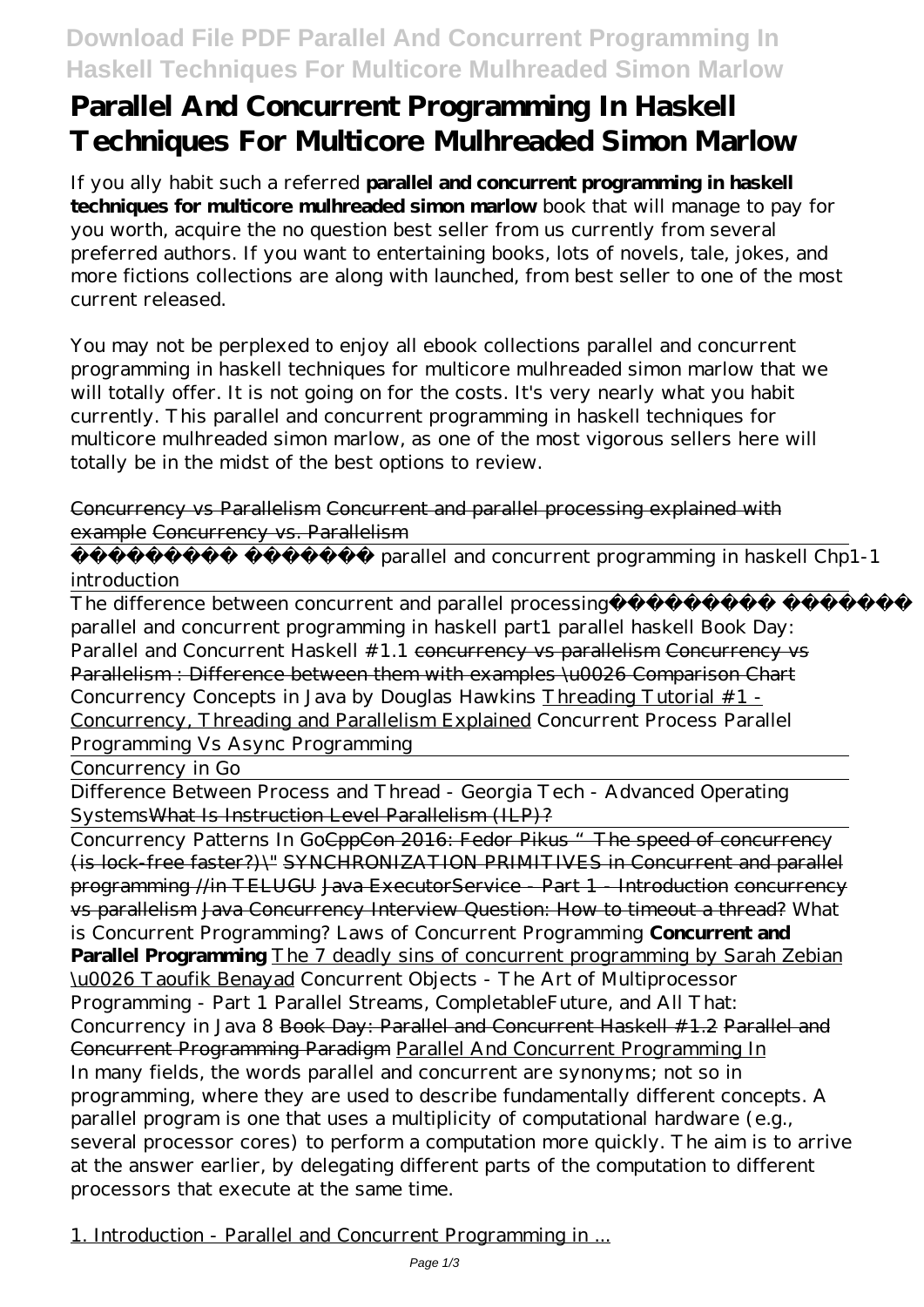# Parallel And Concurrent Programming In Haskell Techniques For Multicore Mulhreaded Simon Marlow

If you ally habit such a referred **parallel and concurrent programming in haskell techniques for multicore mulhreaded simon marlow** book that will manage to pay for you worth, acquire the no question best seller from us currently from several preferred authors. If you want to entertaining books, lots of novels, tale, jokes, and more fictions collections are along with launched, from best seller to one of the most current released.

You may not be perplexed to enjoy all ebook collections parallel and concurrent programming in haskell techniques for multicore mulhreaded simon marlow that we will totally offer. It is not going on for the costs. It's very nearly what you habit currently. This parallel and concurrent programming in haskell techniques for multicore mulhreaded simon marlow, as one of the most vigorous sellers here will totally be in the midst of the best options to review.

Concurrency vs Parallelism Concurrent and parallel processing explained with example Concurrency vs. Parallelism

parallel and concurrent programming in haskell Chp1-1 introduction

The difference between concurrent and parallel processing *parallel and concurrent programming in haskell part1 parallel haskell Book Day: Parallel and Concurrent Haskell #1.1* concurrency vs parallelism Concurrency vs Parallelism : Difference between them with examples \u0026 Comparison Chart *Concurrency Concepts in Java by Douglas Hawkins* Threading Tutorial #1 - Concurrency, Threading and Parallelism Explained *Concurrent Process Parallel Programming Vs Async Programming*

Concurrency in Go

Difference Between Process and Thread - Georgia Tech - Advanced Operating Systems What Is Instruction Level Parallelism (ILP)?

Concurrency Patterns In Go CppCon 2016: Fedor Pikus "The speed of concurrency (is lock-free faster?)\" SYNCHRONIZATION PRIMITIVES in Concurrent and parallel programming //in TELUGU Java ExecutorService - Part 1 - Introduction concurrency vs parallelism Java Concurrency Interview Question: How to timeout a thread? *What is Concurrent Programming? Laws of Concurrent Programming* **Concurrent and Parallel Programming** The 7 deadly sins of concurrent programming by Sarah Zebian \u0026 Taoufik Benayad *Concurrent Objects - The Art of Multiprocessor Programming - Part 1* *Parallel Streams, CompletableFuture, and All That: Concurrency in Java 8* Book Day: Parallel and Concurrent Haskell #1.2 Parallel and Concurrent Programming Paradigm Parallel And Concurrent Programming In

In many fields, the words parallel and concurrent are synonyms; not so in programming, where they are used to describe fundamentally different concepts. A parallel program is one that uses a multiplicity of computational hardware (e.g., several processor cores) to perform a computation more quickly. The aim is to arrive at the answer earlier, by delegating different parts of the computation to different processors that execute at the same time.

1. Introduction - Parallel and Concurrent Programming in ...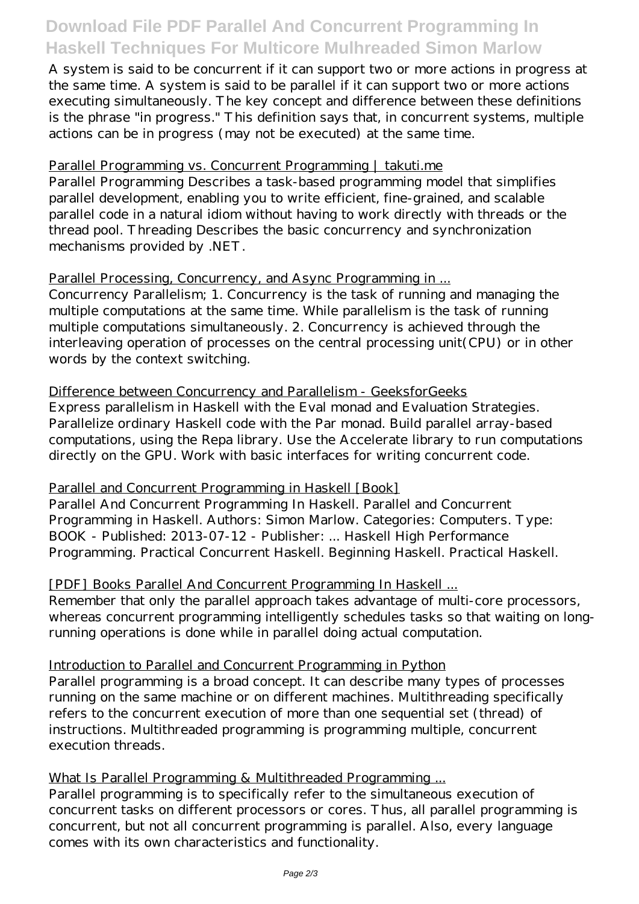A system is said to be concurrent if it can support two or more actions in progress at the same time. A system is said to be parallel if it can support two or more actions executing simultaneously. The key concept and difference between these definitions is the phrase "in progress." This definition says that, in concurrent systems, multiple actions can be in progress (may not be executed) at the same time.

Parallel Programming vs. Concurrent Programming | takuti.me

Parallel Programming Describes a task-based programming model that simplifies parallel development, enabling you to write efficient, fine-grained, and scalable parallel code in a natural idiom without having to work directly with threads or the thread pool. Threading Describes the basic concurrency and synchronization mechanisms provided by .NET.

Parallel Processing, Concurrency, and Async Programming in ...

Concurrency Parallelism; 1. Concurrency is the task of running and managing the multiple computations at the same time. While parallelism is the task of running multiple computations simultaneously. 2. Concurrency is achieved through the interleaving operation of processes on the central processing unit(CPU) or in other words by the context switching.

Difference between Concurrency and Parallelism - GeeksforGeeks

Express parallelism in Haskell with the Eval monad and Evaluation Strategies. Parallelize ordinary Haskell code with the Par monad. Build parallel array-based computations, using the Repa library. Use the Accelerate library to run computations directly on the GPU. Work with basic interfaces for writing concurrent code.

Parallel and Concurrent Programming in Haskell [Book]

Parallel And Concurrent Programming In Haskell. Parallel and Concurrent Programming in Haskell. Authors: Simon Marlow. Categories: Computers. Type: BOOK - Published: 2013-07-12 - Publisher: ... Haskell High Performance Programming. Practical Concurrent Haskell. Beginning Haskell. Practical Haskell.

[PDF] Books Parallel And Concurrent Programming In Haskell ...

Remember that only the parallel approach takes advantage of multi-core processors, whereas concurrent programming intelligently schedules tasks so that waiting on long-running operations is done while in parallel doing actual computation.

Introduction to Parallel and Concurrent Programming in Python

Parallel programming is a broad concept. It can describe many types of processes running on the same machine or on different machines. Multithreading specifically refers to the concurrent execution of more than one sequential set (thread) of instructions. Multithreaded programming is programming multiple, concurrent execution threads.

What Is Parallel Programming & Multithreaded Programming ...

Parallel programming is to specifically refer to the simultaneous execution of concurrent tasks on different processors or cores. Thus, all parallel programming is concurrent, but not all concurrent programming is parallel. Also, every language comes with its own characteristics and functionality.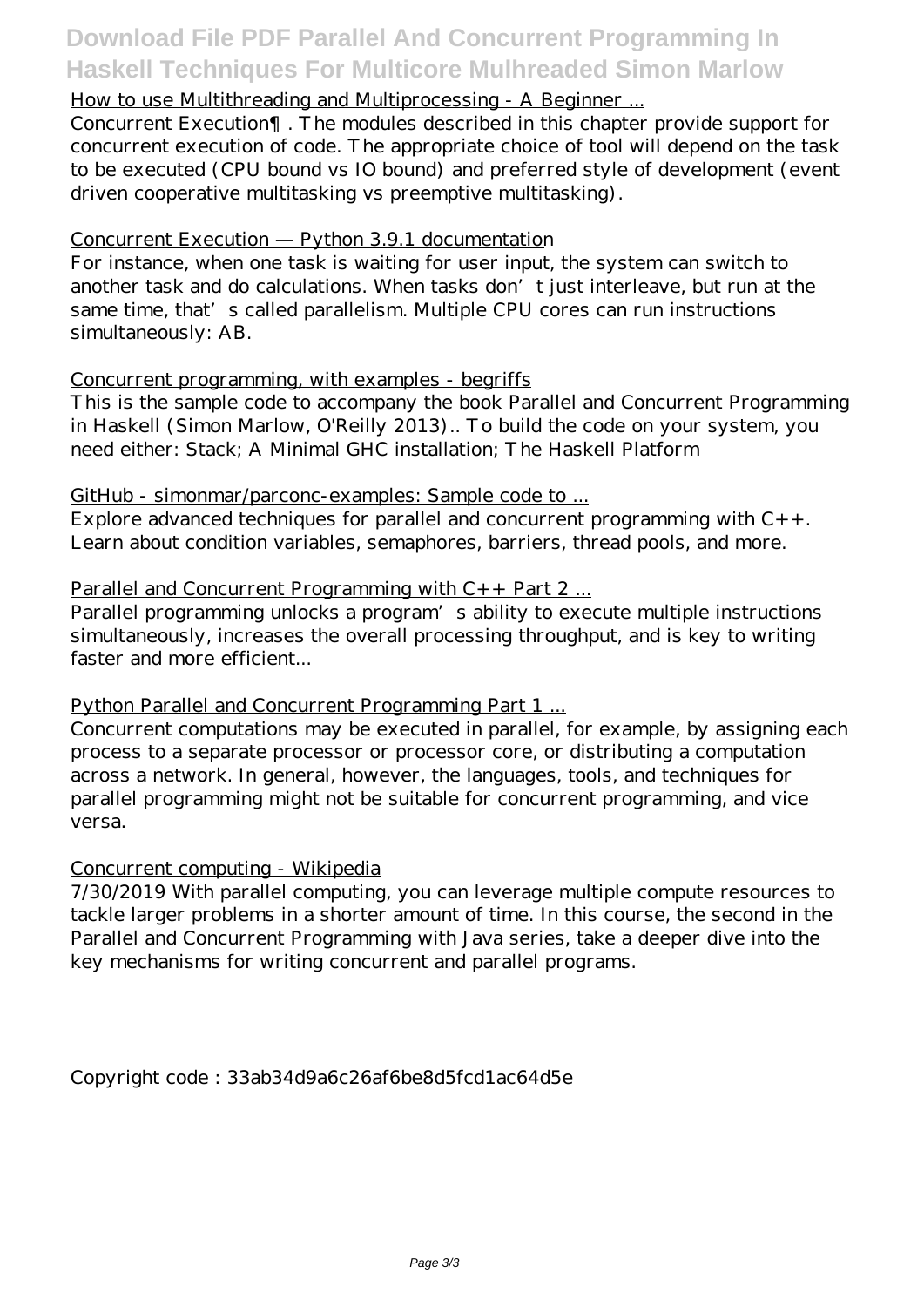How to use Multithreading and Multiprocessing - A Beginner ...

Concurrent Execution¶. The modules described in this chapter provide support for concurrent execution of code. The appropriate choice of tool will depend on the task to be executed (CPU bound vs IO bound) and preferred style of development (event driven cooperative multitasking vs preemptive multitasking).

Concurrent Execution — Python 3.9.1 documentation

For instance, when one task is waiting for user input, the system can switch to another task and do calculations. When tasks don't just interleave, but run at the same time, that's called parallelism. Multiple CPU cores can run instructions simultaneously: AB.

Concurrent programming, with examples - begriffs

This is the sample code to accompany the book Parallel and Concurrent Programming in Haskell (Simon Marlow, O'Reilly 2013).. To build the code on your system, you need either: Stack; A Minimal GHC installation; The Haskell Platform

GitHub - simonmar/parconc-examples: Sample code to ...

Explore advanced techniques for parallel and concurrent programming with C++. Learn about condition variables, semaphores, barriers, thread pools, and more.

Parallel and Concurrent Programming with C++ Part 2 ...

Parallel programming unlocks a program's ability to execute multiple instructions simultaneously, increases the overall processing throughput, and is key to writing faster and more efficient...

Python Parallel and Concurrent Programming Part 1 ...

Concurrent computations may be executed in parallel, for example, by assigning each process to a separate processor or processor core, or distributing a computation across a network. In general, however, the languages, tools, and techniques for parallel programming might not be suitable for concurrent programming, and vice versa.

Concurrent computing - Wikipedia

7/30/2019 With parallel computing, you can leverage multiple compute resources to tackle larger problems in a shorter amount of time. In this course, the second in the Parallel and Concurrent Programming with Java series, take a deeper dive into the key mechanisms for writing concurrent and parallel programs.

Copyright code : 33ab34d9a6c26af6be8d5fcd1ac64d5e